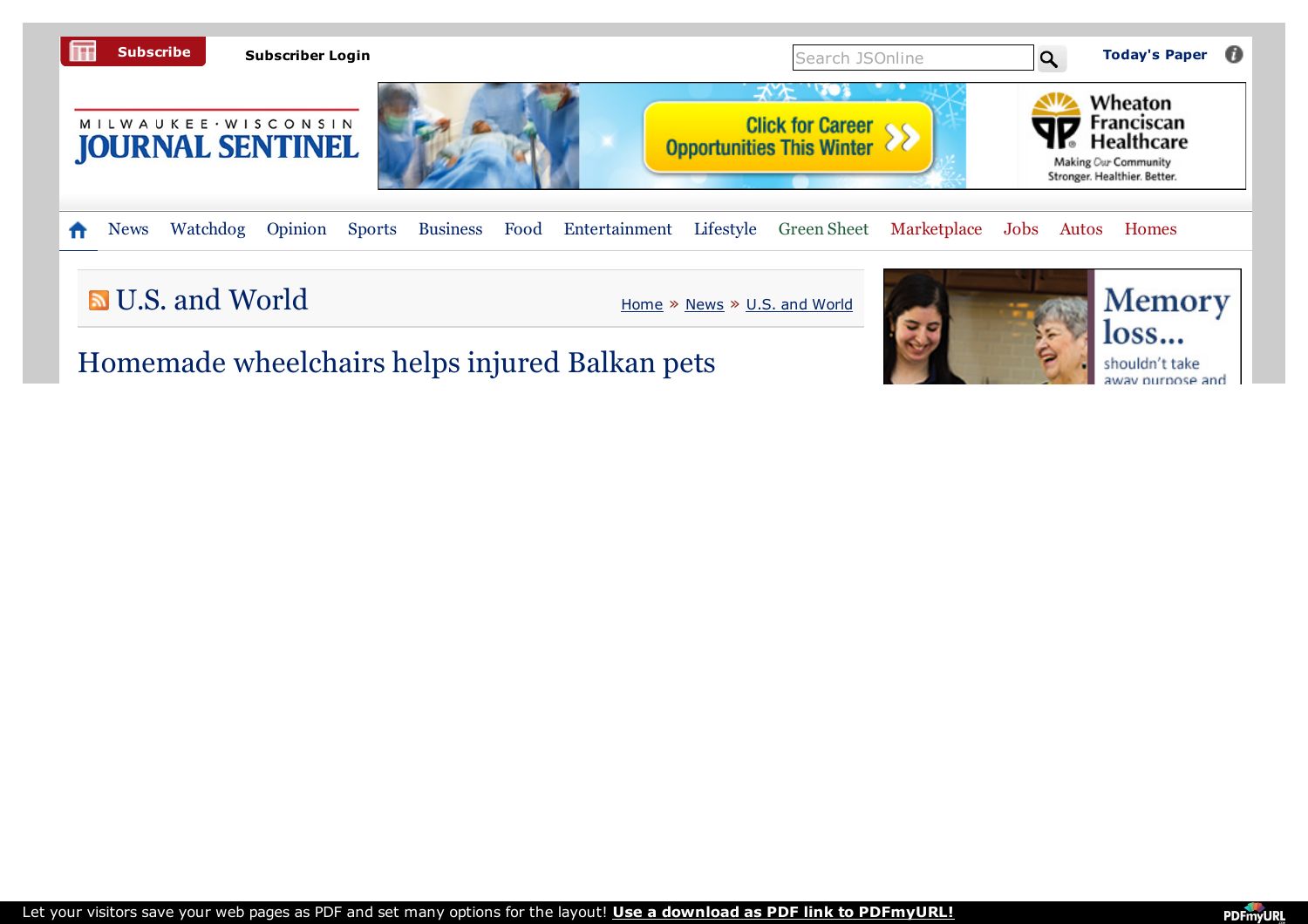Subscribe Subscriber Login

Today's Paper

MILWAUKEE·WISCONSIN JOURNAL SENTINEL

Click for Career Opportunities This Winter

Wheaton Franciscan Healthcare

Making Our Community Stronger. Healthier. Better.

News Watchdog Opinion Sports Business Food Entertainment Lifestyle Green Sheet Marketplace Jobs Autos Homes

## U.S. and World

Home » News » U.S. and World

# Homemade wheelchairs helps injured Balkan pets

Memory loss... shouldn't take away purpose and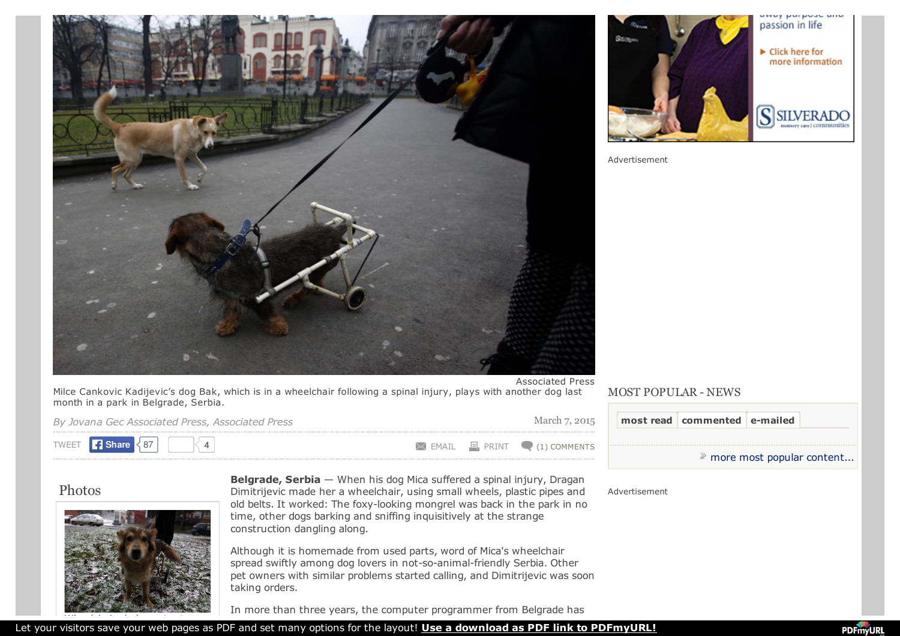Associated Press

Milce Cankovic Kadijevic's dog Bak, which is in a wheelchair following a spinal injury, plays with another dog last month in a park in Belgrade, Serbia.

*By Jovana Gec Associated Press, Associated Press*

March 7, 2015

TWEET Share 87 4 EMAIL PRINT (1) COMMENTS

**Belgrade, Serbia** — When his dog Mica suffered a spinal injury, Dragan Dimitrijevic made her a wheelchair, using small wheels, plastic pipes and old belts. It worked: The foxy-looking mongrel was back in the park in no time, other dogs barking and sniffing inquisitively at the strange construction dangling along.

Although it is homemade from used parts, word of Mica's wheelchair spread swiftly among dog lovers in not-so-animal-friendly Serbia. Other pet owners with similar problems started calling, and Dimitrijevic was soon taking orders.

In more than three years, the computer programmer from Belgrade has

## Photos

Advertisement

## MOST POPULAR - NEWS

most read | commented | e-mailed

more most popular content...

Advertisement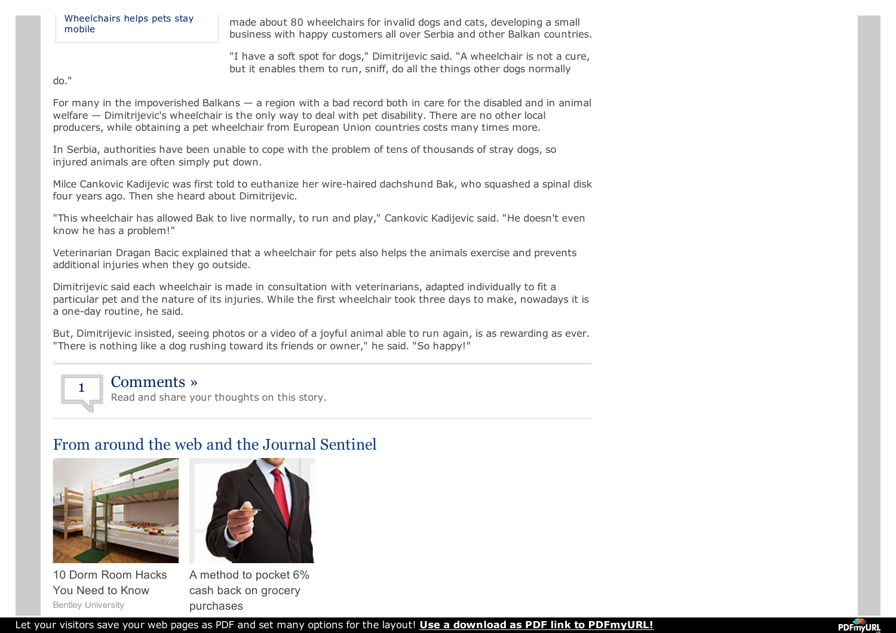Wheelchairs helps pets stay mobile

made about 80 wheelchairs for invalid dogs and cats, developing a small business with happy customers all over Serbia and other Balkan countries.

"I have a soft spot for dogs," Dimitrijevic said. "A wheelchair is not a cure, but it enables them to run, sniff, do all the things other dogs normally do."

For many in the impoverished Balkans — a region with a bad record both in care for the disabled and in animal welfare — Dimitrijevic's wheelchair is the only way to deal with pet disability. There are no other local producers, while obtaining a pet wheelchair from European Union countries costs many times more.

In Serbia, authorities have been unable to cope with the problem of tens of thousands of stray dogs, so injured animals are often simply put down.

Milce Cankovic Kadijevic was first told to euthanize her wire-haired dachshund Bak, who squashed a spinal disk four years ago. Then she heard about Dimitrijevic.

"This wheelchair has allowed Bak to live normally, to run and play," Cankovic Kadijevic said. "He doesn't even know he has a problem!"

Veterinarian Dragan Bacic explained that a wheelchair for pets also helps the animals exercise and prevents additional injuries when they go outside.

Dimitrijevic said each wheelchair is made in consultation with veterinarians, adapted individually to fit a particular pet and the nature of its injuries. While the first wheelchair took three days to make, nowadays it is a one-day routine, he said.

But, Dimitrijevic insisted, seeing photos or a video of a joyful animal able to run again, is as rewarding as ever. "There is nothing like a dog rushing toward its friends or owner," he said. "So happy!"

1

## Comments »

Read and share your thoughts on this story.

## From around the web and the Journal Sentinel

10 Dorm Room Hacks You Need to Know
Bentley University

A method to pocket 6% cash back on grocery purchases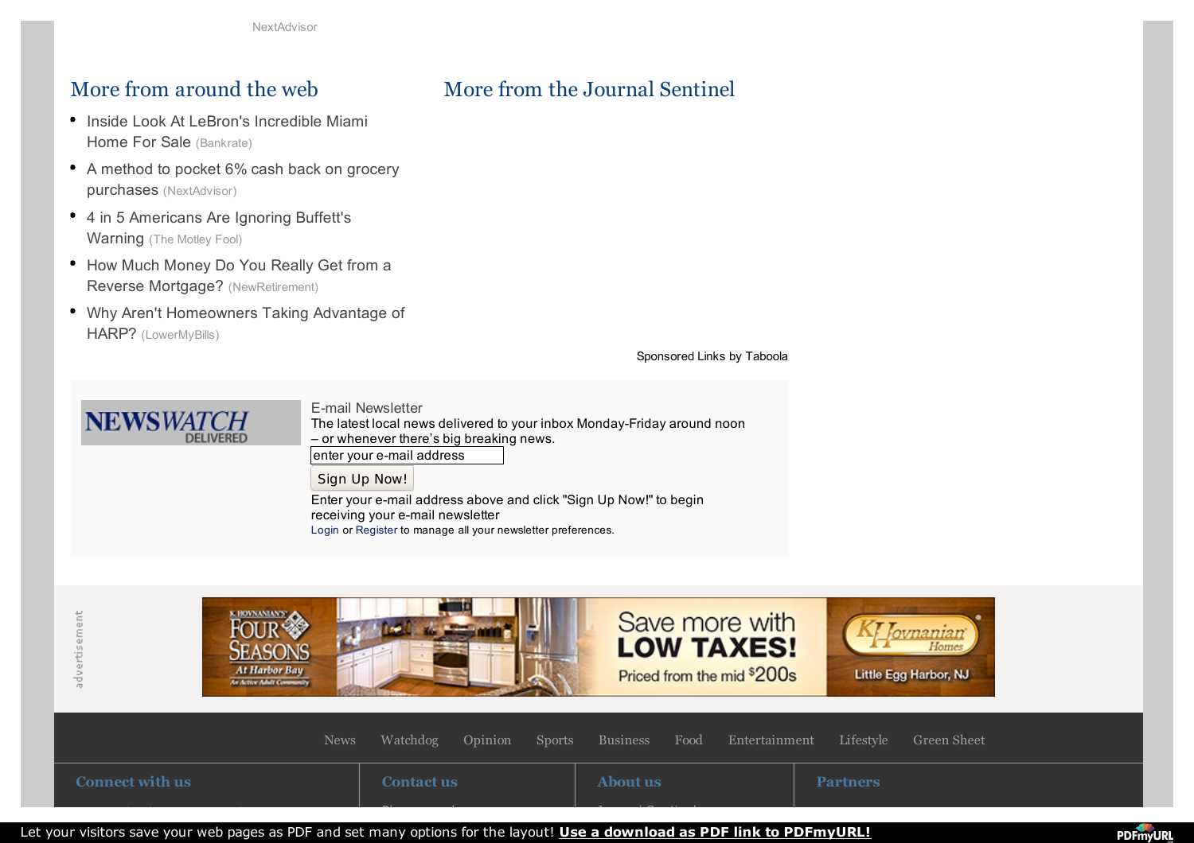NextAdvisor

## More from around the web

- Inside Look At LeBron's Incredible Miami Home For Sale (Bankrate)
- A method to pocket 6% cash back on grocery purchases (NextAdvisor)
- 4 in 5 Americans Are Ignoring Buffett's Warning (The Motley Fool)
- How Much Money Do You Really Get from a Reverse Mortgage? (NewRetirement)
- Why Aren't Homeowners Taking Advantage of HARP? (LowerMyBills)

## More from the Journal Sentinel

Sponsored Links by Taboola

NEWSWATCH DELIVERED

E-mail Newsletter

The latest local news delivered to your inbox Monday-Friday around noon – or whenever there's big breaking news.

enter your e-mail address

Sign Up Now!

Enter your e-mail address above and click "Sign Up Now!" to begin receiving your e-mail newsletter

Login or Register to manage all your newsletter preferences.

advertisement

K. HOVNANIAN'S FOUR SEASONS At Harbor Bay An Active Adult Community

Save more with LOW TAXES!

Priced from the mid $200s

K. Hovnanian Homes Little Egg Harbor, NJ

News Watchdog Opinion Sports Business Food Entertainment Lifestyle Green Sheet

Connect with us | Contact us | About us | Partners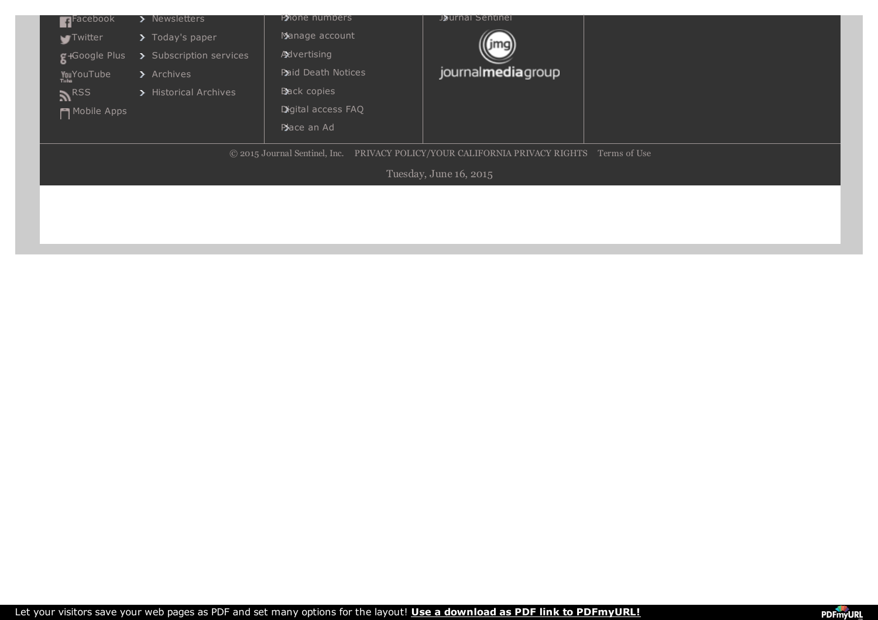- Facebook
- Twitter
- Google Plus
- YouTube
- RSS
- Mobile Apps

- Newsletters
- Today's paper
- Subscription services
- Archives
- Historical Archives

- Phone numbers
- Manage account
- Advertising
- Paid Death Notices
- Back copies
- Digital access FAQ
- Place an Ad

- Journal Sentinel

journalmediagroup

© 2015 Journal Sentinel, Inc. PRIVACY POLICY/YOUR CALIFORNIA PRIVACY RIGHTS Terms of Use

Tuesday, June 16, 2015

Let your visitors save your web pages as PDF and set many options for the layout! **Use a download as PDF link to PDFmyURL!**